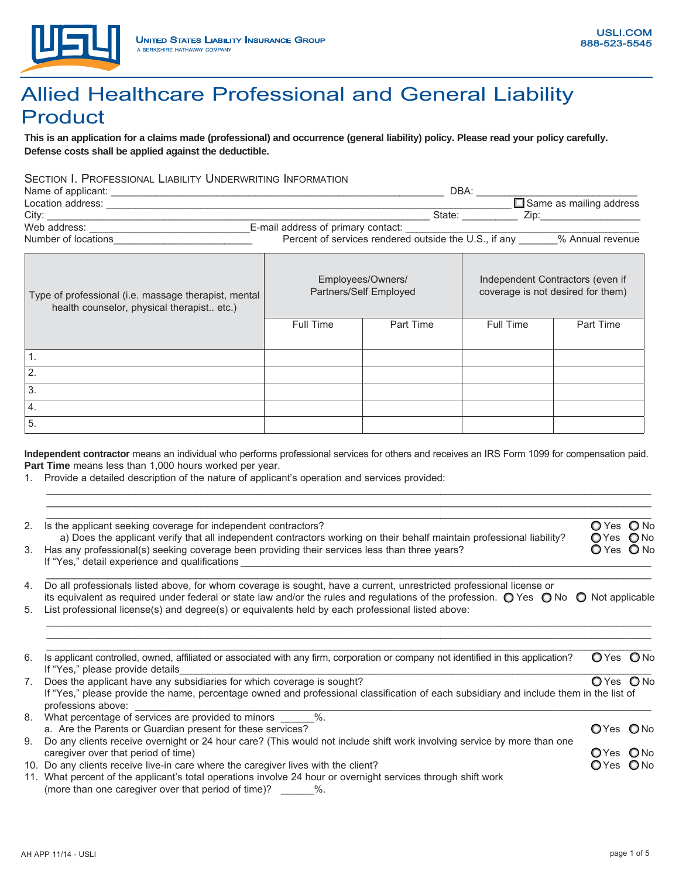UNITED STATES LIABILITY INSURANCE GROUP
A BERKSHIRE HATHAWAY COMPANY

USLI.COM
888-523-5545

# Allied Healthcare Professional and General Liability Product

**This is an application for a claims made (professional) and occurrence (general liability) policy. Please read your policy carefully. Defense costs shall be applied against the deductible.**

## SECTION I. PROFESSIONAL LIABILITY UNDERWRITING INFORMATION

Name of applicant: ______________________________ DBA: ______________________________

Location address: ______________________________ ☐ Same as mailing address

City: ______________________________ State: __________ Zip: __________________

Web address: ____________________________ E-mail address of primary contact: ______________________________

Number of locations__________________________ Percent of services rendered outside the U.S., if any _______% Annual revenue

| Type of professional (i.e. massage therapist, mental health counselor, physical therapist.. etc.) | Employees/Owners/ Partners/Self Employed | | Independent Contractors (even if coverage is not desired for them) | |
|---|---|---|---|---|
| | Full Time | Part Time | Full Time | Part Time |
| 1. | | | | |
| 2. | | | | |
| 3. | | | | |
| 4. | | | | |
| 5. | | | | |

**Independent contractor** means an individual who performs professional services for others and receives an IRS Form 1099 for compensation paid.
**Part Time** means less than 1,000 hours worked per year.

1. Provide a detailed description of the nature of applicant's operation and services provided:
   ______________________________
   ______________________________
   ______________________________
2. Is the applicant seeking coverage for independent contractors? ○ Yes ○ No
   a) Does the applicant verify that all independent contractors working on their behalf maintain professional liability? ○ Yes ○ No
3. Has any professional(s) seeking coverage been providing their services less than three years? ○ Yes ○ No
   If "Yes," detail experience and qualifications ______________________________
   ______________________________
4. Do all professionals listed above, for whom coverage is sought, have a current, unrestricted professional license or its equivalent as required under federal or state law and/or the rules and regulations of the profession. ○ Yes ○ No ○ Not applicable
5. List professional license(s) and degree(s) or equivalents held by each professional listed above:
   ______________________________
   ______________________________
   ______________________________
6. Is applicant controlled, owned, affiliated or associated with any firm, corporation or company not identified in this application? ○ Yes ○ No
   If "Yes," please provide details______________________________
7. Does the applicant have any subsidiaries for which coverage is sought? ○ Yes ○ No
   If "Yes," please provide the name, percentage owned and professional classification of each subsidiary and include them in the list of professions above: ______________________________
8. What percentage of services are provided to minors ______%.
   a. Are the Parents or Guardian present for these services? ○ Yes ○ No
9. Do any clients receive overnight or 24 hour care? (This would not include shift work involving service by more than one caregiver over that period of time) ○ Yes ○ No
10. Do any clients receive live-in care where the caregiver lives with the client? ○ Yes ○ No
11. What percent of the applicant's total operations involve 24 hour or overnight services through shift work (more than one caregiver over that period of time)? ______%.

AH APP 11/14 - USLI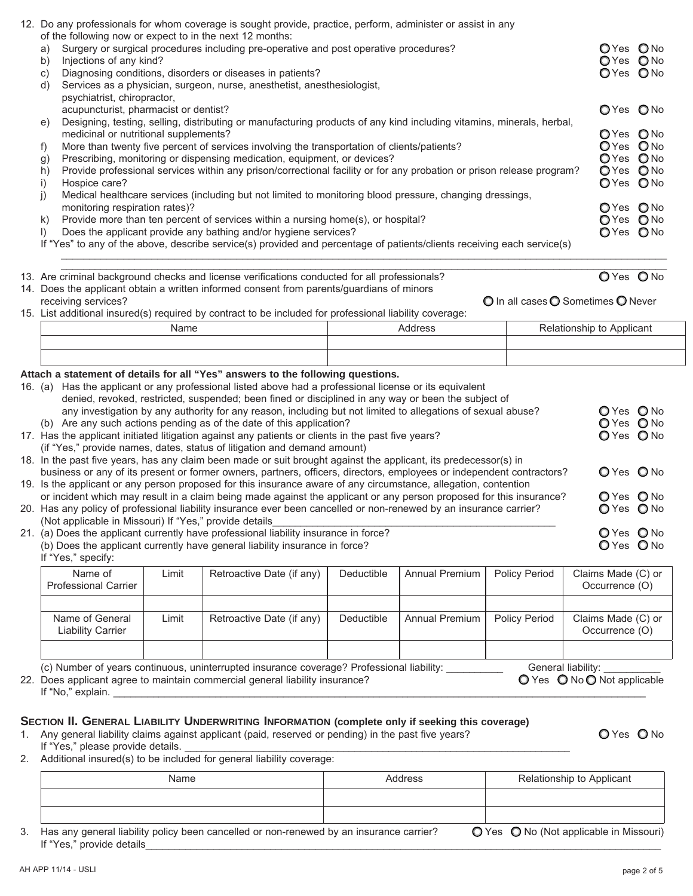12. Do any professionals for whom coverage is sought provide, practice, perform, administer or assist in any of the following now or expect to in the next 12 months:
    a) Surgery or surgical procedures including pre-operative and post operative procedures? ○ Yes ○ No
    b) Injections of any kind? ○ Yes ○ No
    c) Diagnosing conditions, disorders or diseases in patients? ○ Yes ○ No
    d) Services as a physician, surgeon, nurse, anesthetist, anesthesiologist, psychiatrist, chiropractor, acupuncturist, pharmacist or dentist? ○ Yes ○ No
    e) Designing, testing, selling, distributing or manufacturing products of any kind including vitamins, minerals, herbal, medicinal or nutritional supplements? ○ Yes ○ No
    f) More than twenty five percent of services involving the transportation of clients/patients? ○ Yes ○ No
    g) Prescribing, monitoring or dispensing medication, equipment, or devices? ○ Yes ○ No
    h) Provide professional services within any prison/correctional facility or for any probation or prison release program? ○ Yes ○ No
    i) Hospice care? ○ Yes ○ No
    j) Medical healthcare services (including but not limited to monitoring blood pressure, changing dressings, monitoring respiration rates)? ○ Yes ○ No
    k) Provide more than ten percent of services within a nursing home(s), or hospital? ○ Yes ○ No
    l) Does the applicant provide any bathing and/or hygiene services? ○ Yes ○ No

    If "Yes" to any of the above, describe service(s) provided and percentage of patients/clients receiving each service(s)
    ______________________________________________________________________________
    ______________________________________________________________________________

13. Are criminal background checks and license verifications conducted for all professionals? ○ Yes ○ No
14. Does the applicant obtain a written informed consent from parents/guardians of minors receiving services? ○ In all cases ○ Sometimes ○ Never
15. List additional insured(s) required by contract to be included for professional liability coverage:

| Name | Address | Relationship to Applicant |
|---|---|---|
| | | |
| | | |

**Attach a statement of details for all "Yes" answers to the following questions.**

16. (a) Has the applicant or any professional listed above had a professional license or its equivalent denied, revoked, restricted, suspended; been fined or disciplined in any way or been the subject of any investigation by any authority for any reason, including but not limited to allegations of sexual abuse? ○ Yes ○ No
    (b) Are any such actions pending as of the date of this application? ○ Yes ○ No
17. Has the applicant initiated litigation against any patients or clients in the past five years? ○ Yes ○ No
    (if "Yes," provide names, dates, status of litigation and demand amount)
18. In the past five years, has any claim been made or suit brought against the applicant, its predecessor(s) in business or any of its present or former owners, partners, officers, directors, employees or independent contractors? ○ Yes ○ No
19. Is the applicant or any person proposed for this insurance aware of any circumstance, allegation, contention or incident which may result in a claim being made against the applicant or any person proposed for this insurance? ○ Yes ○ No
20. Has any policy of professional liability insurance ever been cancelled or non-renewed by an insurance carrier? ○ Yes ○ No
    (Not applicable in Missouri) If "Yes," provide details______________________________
21. (a) Does the applicant currently have professional liability insurance in force? ○ Yes ○ No
    (b) Does the applicant currently have general liability insurance in force? ○ Yes ○ No
    If "Yes," specify:

| Name of Professional Carrier | Limit | Retroactive Date (if any) | Deductible | Annual Premium | Policy Period | Claims Made (C) or Occurrence (O) |
|---|---|---|---|---|---|---|
| | | | | | | |
| **Name of General Liability Carrier** | **Limit** | **Retroactive Date (if any)** | **Deductible** | **Annual Premium** | **Policy Period** | **Claims Made (C) or Occurrence (O)** |
| | | | | | | |

    (c) Number of years continuous, uninterrupted insurance coverage? Professional liability: __________ General liability: __________
22. Does applicant agree to maintain commercial general liability insurance? ○ Yes ○ No ○ Not applicable
    If "No," explain. ______________________________________________________________________________

## SECTION II. GENERAL LIABILITY UNDERWRITING INFORMATION (complete only if seeking this coverage)

1. Any general liability claims against applicant (paid, reserved or pending) in the past five years? ○ Yes ○ No
   If "Yes," please provide details. ______________________________________________________________
2. Additional insured(s) to be included for general liability coverage:

| Name | Address | Relationship to Applicant |
|---|---|---|
| | | |
| | | |

3. Has any general liability policy been cancelled or non-renewed by an insurance carrier? ○ Yes ○ No (Not applicable in Missouri)
   If "Yes," provide details______________________________________________________________

AH APP 11/14 - USLI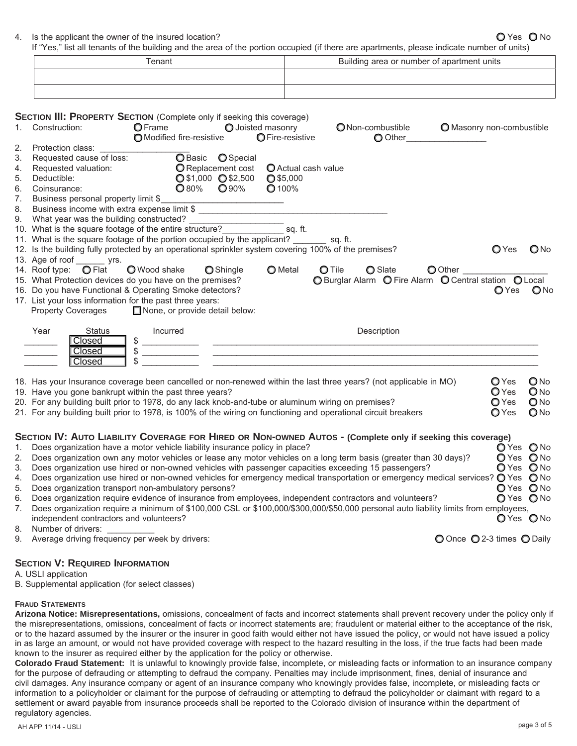4. Is the applicant the owner of the insured location? ○ Yes ○ No
   If "Yes," list all tenants of the building and the area of the portion occupied (if there are apartments, please indicate number of units)

| Tenant | Building area or number of apartment units |
|---|---|
| | |
| | |

## Section III: Property Section (Complete only if seeking this coverage)

1. Construction: ○ Frame ○ Joisted masonry ○ Non-combustible ○ Masonry non-combustible ○ Modified fire-resistive ○ Fire-resistive ○ Other_________________
2. Protection class: ___________________
3. Requested cause of loss: ○ Basic ○ Special
4. Requested valuation: ○ Replacement cost ○ Actual cash value
5. Deductible: ○ $1,000 ○ $2,500 ○ $5,000
6. Coinsurance: ○ 80% ○ 90% ○ 100%
7. Business personal property limit $_________________________
8. Business income with extra expense limit $ ______________________________________
9. What year was the building constructed? ____________________
10. What is the square footage of the entire structure?____________ sq. ft.
11. What is the square footage of the portion occupied by the applicant? _______ sq. ft.
12. Is the building fully protected by an operational sprinkler system covering 100% of the premises? ○ Yes ○ No
13. Age of roof ______ yrs.
14. Roof type: ○ Flat ○ Wood shake ○ Shingle ○ Metal ○ Tile ○ Slate ○ Other __________________
15. What Protection devices do you have on the premises? ○ Burglar Alarm ○ Fire Alarm ○ Central station ○ Local
16. Do you have Functional & Operating Smoke detectors? ○ Yes ○ No
17. List your loss information for the past three years:
    Property Coverages ☐ None, or provide detail below:

| Year | Status | Incurred | Description |
|---|---|---|---|
| _______ | Closed | $ ___________ | ___________________________________________ |
| _______ | Closed | $ ___________ | ___________________________________________ |
| _______ | Closed | $ ___________ | ___________________________________________ |

18. Has your Insurance coverage been cancelled or non-renewed within the last three years? (not applicable in MO) ○ Yes ○ No
19. Have you gone bankrupt within the past three years? ○ Yes ○ No
20. For any building built prior to 1978, do any lack knob-and-tube or aluminum wiring on premises? ○ Yes ○ No
21. For any building built prior to 1978, is 100% of the wiring on functioning and operational circuit breakers ○ Yes ○ No

## Section IV: Auto Liability Coverage for Hired or Non-owned Autos - (Complete only if seeking this coverage)

1. Does organization have a motor vehicle liability insurance policy in place? ○ Yes ○ No
2. Does organization own any motor vehicles or lease any motor vehicles on a long term basis (greater than 30 days)? ○ Yes ○ No
3. Does organization use hired or non-owned vehicles with passenger capacities exceeding 15 passengers? ○ Yes ○ No
4. Does organization use hired or non-owned vehicles for emergency medical transportation or emergency medical services? ○ Yes ○ No
5. Does organization transport non-ambulatory persons? ○ Yes ○ No
6. Does organization require evidence of insurance from employees, independent contractors and volunteers? ○ Yes ○ No
7. Does organization require a minimum of $100,000 CSL or $100,000/$300,000/$50,000 personal auto liability limits from employees, independent contractors and volunteers? ○ Yes ○ No
8. Number of drivers: __________
9. Average driving frequency per week by drivers: ○ Once ○ 2-3 times ○ Daily

## Section V: Required Information

A. USLI application
B. Supplemental application (for select classes)

### Fraud Statements

**Arizona Notice: Misrepresentations,** omissions, concealment of facts and incorrect statements shall prevent recovery under the policy only if the misrepresentations, omissions, concealment of facts or incorrect statements are; fraudulent or material either to the acceptance of the risk, or to the hazard assumed by the insurer or the insurer in good faith would either not have issued the policy, or would not have issued a policy in as large an amount, or would not have provided coverage with respect to the hazard resulting in the loss, if the true facts had been made known to the insurer as required either by the application for the policy or otherwise.

**Colorado Fraud Statement:** It is unlawful to knowingly provide false, incomplete, or misleading facts or information to an insurance company for the purpose of defrauding or attempting to defraud the company. Penalties may include imprisonment, fines, denial of insurance and civil damages. Any insurance company or agent of an insurance company who knowingly provides false, incomplete, or misleading facts or information to a policyholder or claimant for the purpose of defrauding or attempting to defraud the policyholder or claimant with regard to a settlement or award payable from insurance proceeds shall be reported to the Colorado division of insurance within the department of regulatory agencies.

AH APP 11/14 - USLI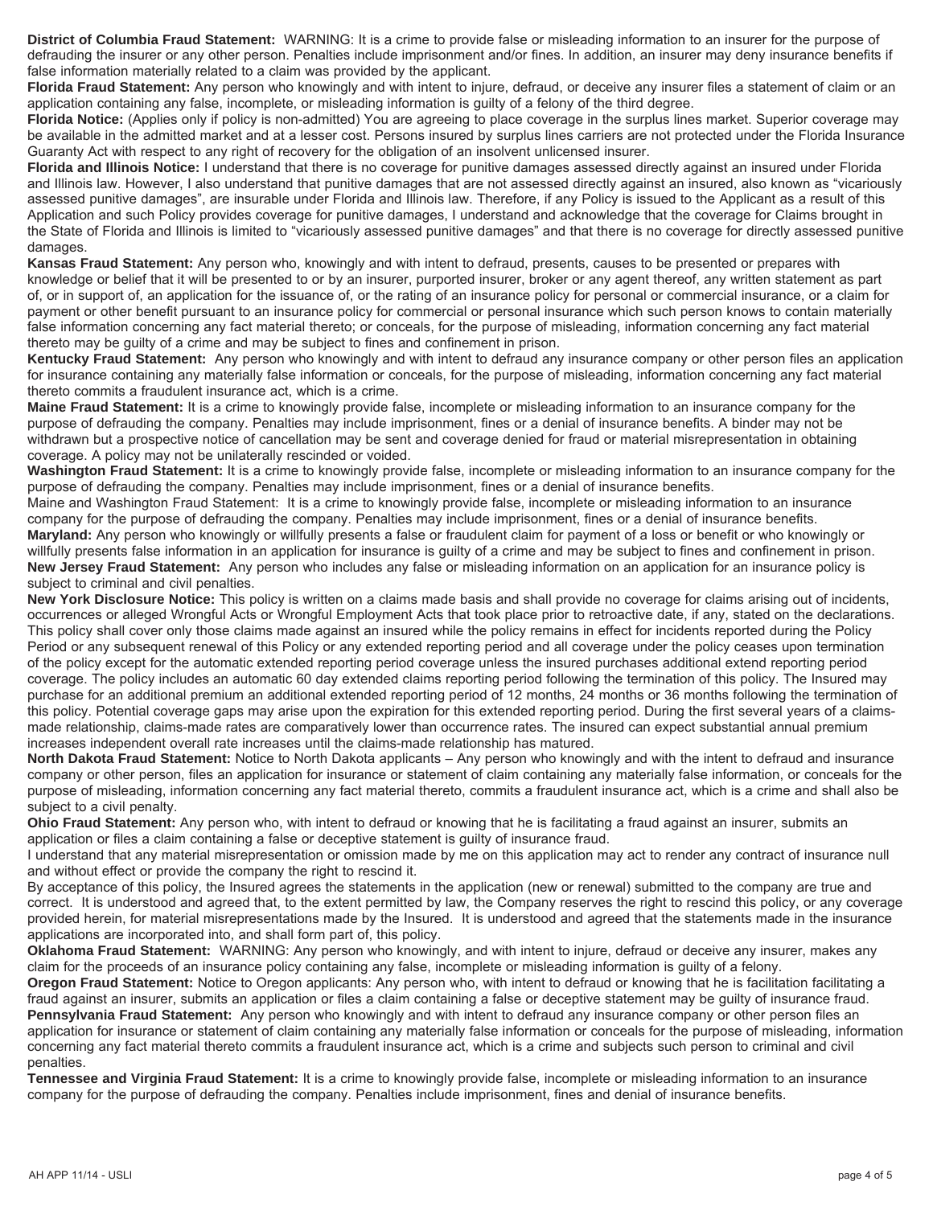**District of Columbia Fraud Statement:** WARNING: It is a crime to provide false or misleading information to an insurer for the purpose of defrauding the insurer or any other person. Penalties include imprisonment and/or fines. In addition, an insurer may deny insurance benefits if false information materially related to a claim was provided by the applicant.

**Florida Fraud Statement:** Any person who knowingly and with intent to injure, defraud, or deceive any insurer files a statement of claim or an application containing any false, incomplete, or misleading information is guilty of a felony of the third degree.

**Florida Notice:** (Applies only if policy is non-admitted) You are agreeing to place coverage in the surplus lines market. Superior coverage may be available in the admitted market and at a lesser cost. Persons insured by surplus lines carriers are not protected under the Florida Insurance Guaranty Act with respect to any right of recovery for the obligation of an insolvent unlicensed insurer.

**Florida and Illinois Notice:** I understand that there is no coverage for punitive damages assessed directly against an insured under Florida and Illinois law. However, I also understand that punitive damages that are not assessed directly against an insured, also known as "vicariously assessed punitive damages", are insurable under Florida and Illinois law. Therefore, if any Policy is issued to the Applicant as a result of this Application and such Policy provides coverage for punitive damages, I understand and acknowledge that the coverage for Claims brought in the State of Florida and Illinois is limited to "vicariously assessed punitive damages" and that there is no coverage for directly assessed punitive damages.

**Kansas Fraud Statement:** Any person who, knowingly and with intent to defraud, presents, causes to be presented or prepares with knowledge or belief that it will be presented to or by an insurer, purported insurer, broker or any agent thereof, any written statement as part of, or in support of, an application for the issuance of, or the rating of an insurance policy for personal or commercial insurance, or a claim for payment or other benefit pursuant to an insurance policy for commercial or personal insurance which such person knows to contain materially false information concerning any fact material thereto; or conceals, for the purpose of misleading, information concerning any fact material thereto may be guilty of a crime and may be subject to fines and confinement in prison.

**Kentucky Fraud Statement:** Any person who knowingly and with intent to defraud any insurance company or other person files an application for insurance containing any materially false information or conceals, for the purpose of misleading, information concerning any fact material thereto commits a fraudulent insurance act, which is a crime.

**Maine Fraud Statement:** It is a crime to knowingly provide false, incomplete or misleading information to an insurance company for the purpose of defrauding the company. Penalties may include imprisonment, fines or a denial of insurance benefits. A binder may not be withdrawn but a prospective notice of cancellation may be sent and coverage denied for fraud or material misrepresentation in obtaining coverage. A policy may not be unilaterally rescinded or voided.

**Washington Fraud Statement:** It is a crime to knowingly provide false, incomplete or misleading information to an insurance company for the purpose of defrauding the company. Penalties may include imprisonment, fines or a denial of insurance benefits.

Maine and Washington Fraud Statement: It is a crime to knowingly provide false, incomplete or misleading information to an insurance company for the purpose of defrauding the company. Penalties may include imprisonment, fines or a denial of insurance benefits.

**Maryland:** Any person who knowingly or willfully presents a false or fraudulent claim for payment of a loss or benefit or who knowingly or willfully presents false information in an application for insurance is guilty of a crime and may be subject to fines and confinement in prison.

**New Jersey Fraud Statement:** Any person who includes any false or misleading information on an application for an insurance policy is subject to criminal and civil penalties.

**New York Disclosure Notice:** This policy is written on a claims made basis and shall provide no coverage for claims arising out of incidents, occurrences or alleged Wrongful Acts or Wrongful Employment Acts that took place prior to retroactive date, if any, stated on the declarations. This policy shall cover only those claims made against an insured while the policy remains in effect for incidents reported during the Policy Period or any subsequent renewal of this Policy or any extended reporting period and all coverage under the policy ceases upon termination of the policy except for the automatic extended reporting period coverage unless the insured purchases additional extend reporting period coverage. The policy includes an automatic 60 day extended claims reporting period following the termination of this policy. The Insured may purchase for an additional premium an additional extended reporting period of 12 months, 24 months or 36 months following the termination of this policy. Potential coverage gaps may arise upon the expiration for this extended reporting period. During the first several years of a claims-made relationship, claims-made rates are comparatively lower than occurrence rates. The insured can expect substantial annual premium increases independent overall rate increases until the claims-made relationship has matured.

**North Dakota Fraud Statement:** Notice to North Dakota applicants – Any person who knowingly and with the intent to defraud and insurance company or other person, files an application for insurance or statement of claim containing any materially false information, or conceals for the purpose of misleading, information concerning any fact material thereto, commits a fraudulent insurance act, which is a crime and shall also be subject to a civil penalty.

**Ohio Fraud Statement:** Any person who, with intent to defraud or knowing that he is facilitating a fraud against an insurer, submits an application or files a claim containing a false or deceptive statement is guilty of insurance fraud.

I understand that any material misrepresentation or omission made by me on this application may act to render any contract of insurance null and without effect or provide the company the right to rescind it.

By acceptance of this policy, the Insured agrees the statements in the application (new or renewal) submitted to the company are true and correct. It is understood and agreed that, to the extent permitted by law, the Company reserves the right to rescind this policy, or any coverage provided herein, for material misrepresentations made by the Insured. It is understood and agreed that the statements made in the insurance applications are incorporated into, and shall form part of, this policy.

**Oklahoma Fraud Statement:** WARNING: Any person who knowingly, and with intent to injure, defraud or deceive any insurer, makes any claim for the proceeds of an insurance policy containing any false, incomplete or misleading information is guilty of a felony.

**Oregon Fraud Statement:** Notice to Oregon applicants: Any person who, with intent to defraud or knowing that he is facilitation facilitating a fraud against an insurer, submits an application or files a claim containing a false or deceptive statement may be guilty of insurance fraud.

**Pennsylvania Fraud Statement:** Any person who knowingly and with intent to defraud any insurance company or other person files an application for insurance or statement of claim containing any materially false information or conceals for the purpose of misleading, information concerning any fact material thereto commits a fraudulent insurance act, which is a crime and subjects such person to criminal and civil penalties.

**Tennessee and Virginia Fraud Statement:** It is a crime to knowingly provide false, incomplete or misleading information to an insurance company for the purpose of defrauding the company. Penalties include imprisonment, fines and denial of insurance benefits.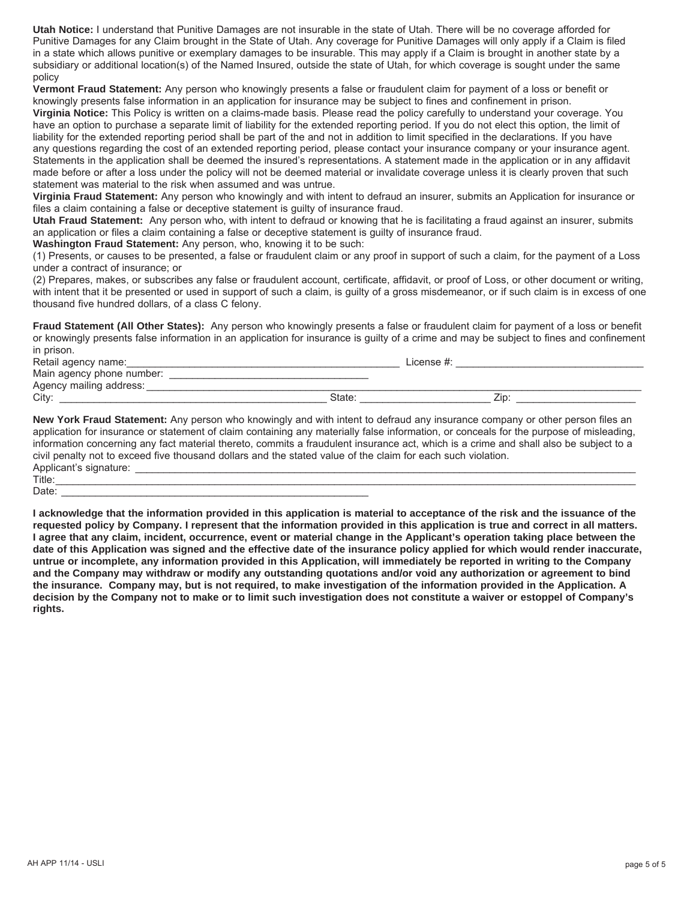**Utah Notice:** I understand that Punitive Damages are not insurable in the state of Utah. There will be no coverage afforded for Punitive Damages for any Claim brought in the State of Utah. Any coverage for Punitive Damages will only apply if a Claim is filed in a state which allows punitive or exemplary damages to be insurable. This may apply if a Claim is brought in another state by a subsidiary or additional location(s) of the Named Insured, outside the state of Utah, for which coverage is sought under the same policy

**Vermont Fraud Statement:** Any person who knowingly presents a false or fraudulent claim for payment of a loss or benefit or knowingly presents false information in an application for insurance may be subject to fines and confinement in prison.

**Virginia Notice:** This Policy is written on a claims-made basis. Please read the policy carefully to understand your coverage. You have an option to purchase a separate limit of liability for the extended reporting period. If you do not elect this option, the limit of liability for the extended reporting period shall be part of the and not in addition to limit specified in the declarations. If you have any questions regarding the cost of an extended reporting period, please contact your insurance company or your insurance agent. Statements in the application shall be deemed the insured's representations. A statement made in the application or in any affidavit made before or after a loss under the policy will not be deemed material or invalidate coverage unless it is clearly proven that such statement was material to the risk when assumed and was untrue.

**Virginia Fraud Statement:** Any person who knowingly and with intent to defraud an insurer, submits an Application for insurance or files a claim containing a false or deceptive statement is guilty of insurance fraud.

**Utah Fraud Statement:** Any person who, with intent to defraud or knowing that he is facilitating a fraud against an insurer, submits an application or files a claim containing a false or deceptive statement is guilty of insurance fraud.

**Washington Fraud Statement:** Any person, who, knowing it to be such:

(1) Presents, or causes to be presented, a false or fraudulent claim or any proof in support of such a claim, for the payment of a Loss under a contract of insurance; or

(2) Prepares, makes, or subscribes any false or fraudulent account, certificate, affidavit, or proof of Loss, or other document or writing, with intent that it be presented or used in support of such a claim, is guilty of a gross misdemeanor, or if such claim is in excess of one thousand five hundred dollars, of a class C felony.

**Fraud Statement (All Other States):** Any person who knowingly presents a false or fraudulent claim for payment of a loss or benefit or knowingly presents false information in an application for insurance is guilty of a crime and may be subject to fines and confinement in prison.

Retail agency name:__________________________________________________ License #: _________________________________

Main agency phone number: ____________________________________

Agency mailing address:_________________________________________________________________________________________

City: ________________________________________________ State: ________________________ Zip: ______________________

**New York Fraud Statement:** Any person who knowingly and with intent to defraud any insurance company or other person files an application for insurance or statement of claim containing any materially false information, or conceals for the purpose of misleading, information concerning any fact material thereto, commits a fraudulent insurance act, which is a crime and shall also be subject to a civil penalty not to exceed five thousand dollars and the stated value of the claim for each such violation.

Applicant's signature: ____________________________________________________________________________________________

Title:_______________________________________________________________________________________________________

Date: _________________________________________________________

**I acknowledge that the information provided in this application is material to acceptance of the risk and the issuance of the requested policy by Company. I represent that the information provided in this application is true and correct in all matters. I agree that any claim, incident, occurrence, event or material change in the Applicant's operation taking place between the date of this Application was signed and the effective date of the insurance policy applied for which would render inaccurate, untrue or incomplete, any information provided in this Application, will immediately be reported in writing to the Company and the Company may withdraw or modify any outstanding quotations and/or void any authorization or agreement to bind the insurance. Company may, but is not required, to make investigation of the information provided in the Application. A decision by the Company not to make or to limit such investigation does not constitute a waiver or estoppel of Company's rights.**